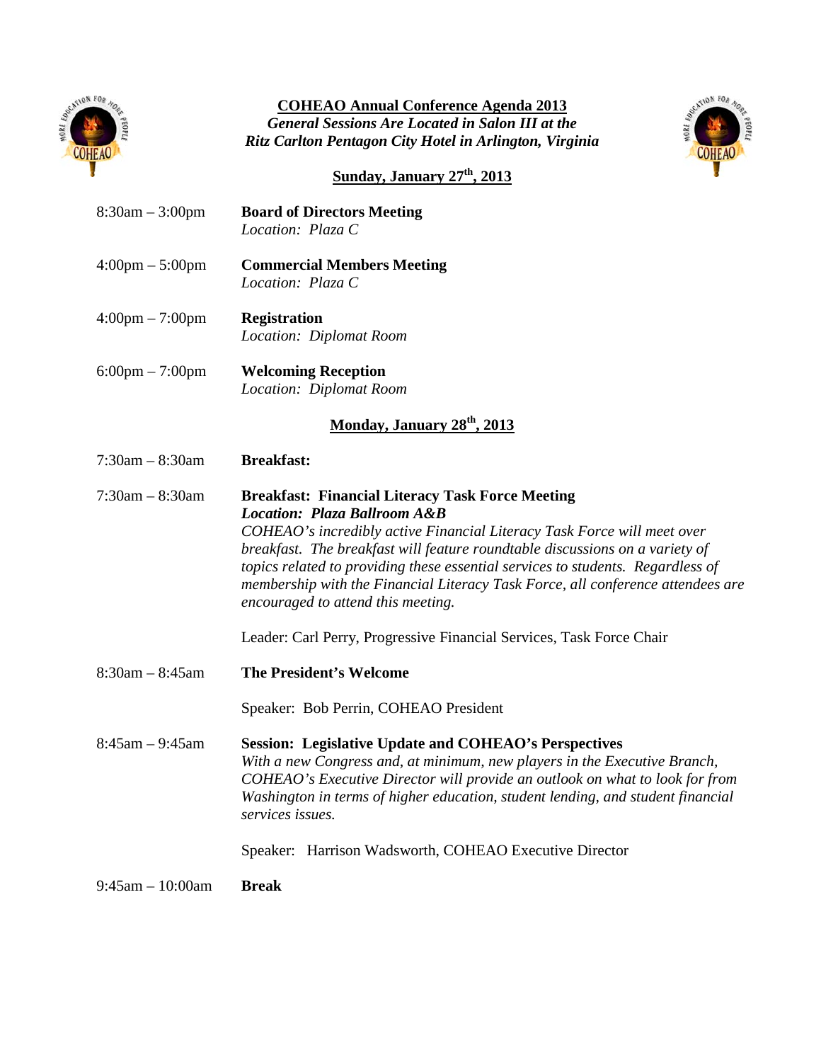# COHEAO Annual Conference Agenda 2013

***General Sessions Are Located in Salon III at the Ritz Carlton Pentagon City Hotel in Arlington, Virginia***

## Sunday, January 27th, 2013

8:30am – 3:00pm **Board of Directors Meeting**
*Location: Plaza C*

4:00pm – 5:00pm **Commercial Members Meeting**
*Location: Plaza C*

4:00pm – 7:00pm **Registration**
*Location: Diplomat Room*

6:00pm – 7:00pm **Welcoming Reception**
*Location: Diplomat Room*

## Monday, January 28th, 2013

7:30am – 8:30am **Breakfast:**

7:30am – 8:30am **Breakfast: Financial Literacy Task Force Meeting**
***Location: Plaza Ballroom A&B***
*COHEAO's incredibly active Financial Literacy Task Force will meet over breakfast. The breakfast will feature roundtable discussions on a variety of topics related to providing these essential services to students. Regardless of membership with the Financial Literacy Task Force, all conference attendees are encouraged to attend this meeting.*

Leader: Carl Perry, Progressive Financial Services, Task Force Chair

8:30am – 8:45am **The President's Welcome**

Speaker: Bob Perrin, COHEAO President

8:45am – 9:45am **Session: Legislative Update and COHEAO's Perspectives**
*With a new Congress and, at minimum, new players in the Executive Branch, COHEAO's Executive Director will provide an outlook on what to look for from Washington in terms of higher education, student lending, and student financial services issues.*

Speaker: Harrison Wadsworth, COHEAO Executive Director

9:45am – 10:00am **Break**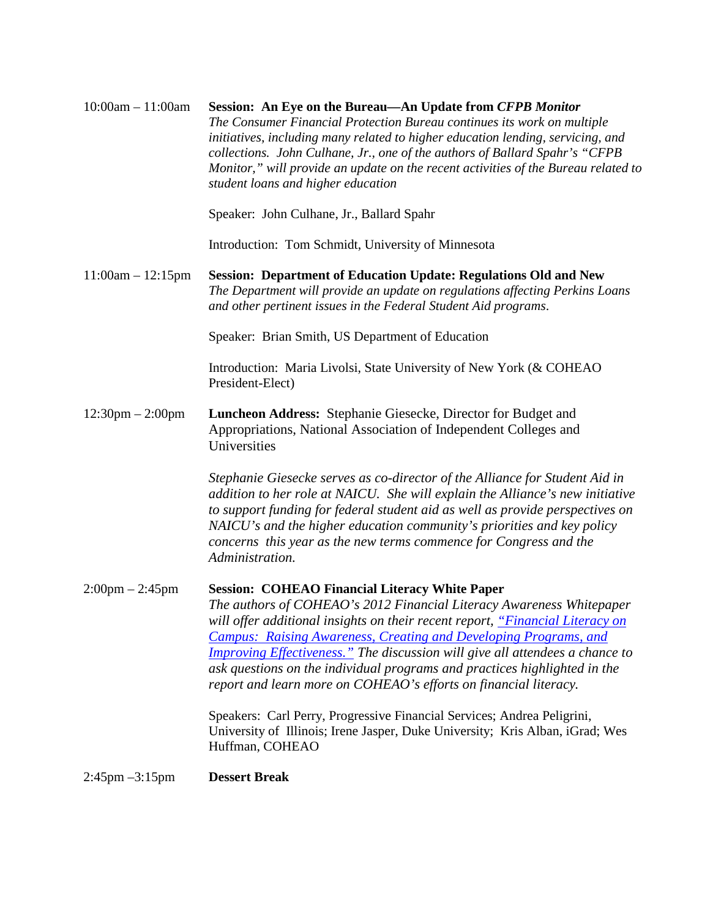**10:00am – 11:00am** **Session: An Eye on the Bureau—An Update from *CFPB Monitor***

*The Consumer Financial Protection Bureau continues its work on multiple initiatives, including many related to higher education lending, servicing, and collections. John Culhane, Jr., one of the authors of Ballard Spahr's "CFPB Monitor," will provide an update on the recent activities of the Bureau related to student loans and higher education*

Speaker: John Culhane, Jr., Ballard Spahr

Introduction: Tom Schmidt, University of Minnesota

**11:00am – 12:15pm** **Session: Department of Education Update: Regulations Old and New**

*The Department will provide an update on regulations affecting Perkins Loans and other pertinent issues in the Federal Student Aid programs.*

Speaker: Brian Smith, US Department of Education

Introduction: Maria Livolsi, State University of New York (& COHEAO President-Elect)

**12:30pm – 2:00pm** **Luncheon Address:** Stephanie Giesecke, Director for Budget and Appropriations, National Association of Independent Colleges and Universities

*Stephanie Giesecke serves as co-director of the Alliance for Student Aid in addition to her role at NAICU. She will explain the Alliance's new initiative to support funding for federal student aid as well as provide perspectives on NAICU's and the higher education community's priorities and key policy concerns this year as the new terms commence for Congress and the Administration.*

**2:00pm – 2:45pm** **Session: COHEAO Financial Literacy White Paper**

*The authors of COHEAO's 2012 Financial Literacy Awareness Whitepaper will offer additional insights on their recent report, "Financial Literacy on Campus: Raising Awareness, Creating and Developing Programs, and Improving Effectiveness." The discussion will give all attendees a chance to ask questions on the individual programs and practices highlighted in the report and learn more on COHEAO's efforts on financial literacy.*

Speakers: Carl Perry, Progressive Financial Services; Andrea Peligrini, University of Illinois; Irene Jasper, Duke University; Kris Alban, iGrad; Wes Huffman, COHEAO

**2:45pm –3:15pm** **Dessert Break**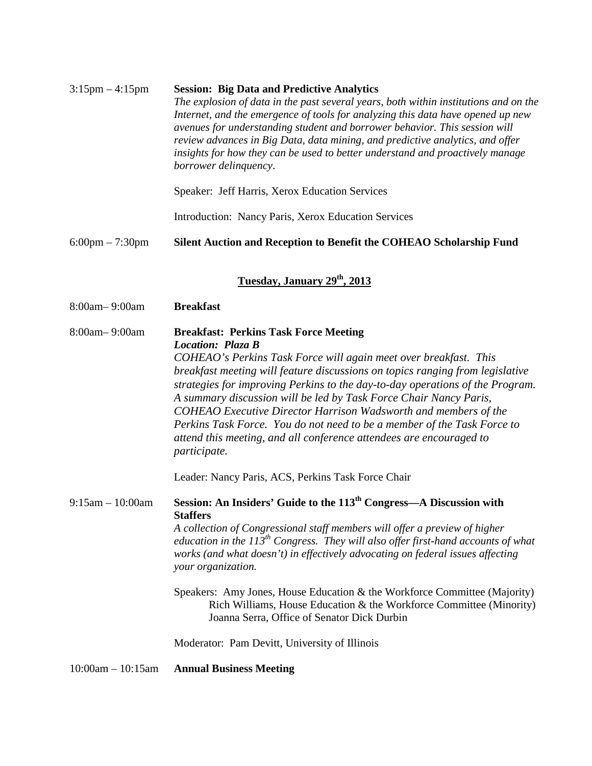3:15pm – 4:15pm **Session: Big Data and Predictive Analytics**

*The explosion of data in the past several years, both within institutions and on the Internet, and the emergence of tools for analyzing this data have opened up new avenues for understanding student and borrower behavior. This session will review advances in Big Data, data mining, and predictive analytics, and offer insights for how they can be used to better understand and proactively manage borrower delinquency*.

Speaker: Jeff Harris, Xerox Education Services

Introduction: Nancy Paris, Xerox Education Services

6:00pm – 7:30pm **Silent Auction and Reception to Benefit the COHEAO Scholarship Fund**

## Tuesday, January 29th, 2013

8:00am– 9:00am **Breakfast**

8:00am– 9:00am **Breakfast: Perkins Task Force Meeting**

***Location: Plaza B***

*COHEAO's Perkins Task Force will again meet over breakfast. This breakfast meeting will feature discussions on topics ranging from legislative strategies for improving Perkins to the day-to-day operations of the Program. A summary discussion will be led by Task Force Chair Nancy Paris, COHEAO Executive Director Harrison Wadsworth and members of the Perkins Task Force. You do not need to be a member of the Task Force to attend this meeting, and all conference attendees are encouraged to participate.*

Leader: Nancy Paris, ACS, Perkins Task Force Chair

9:15am – 10:00am **Session: An Insiders' Guide to the 113th Congress—A Discussion with Staffers**

*A collection of Congressional staff members will offer a preview of higher education in the 113th Congress. They will also offer first-hand accounts of what works (and what doesn't) in effectively advocating on federal issues affecting your organization.*

Speakers: Amy Jones, House Education & the Workforce Committee (Majority)
Rich Williams, House Education & the Workforce Committee (Minority)
Joanna Serra, Office of Senator Dick Durbin

Moderator: Pam Devitt, University of Illinois

10:00am – 10:15am **Annual Business Meeting**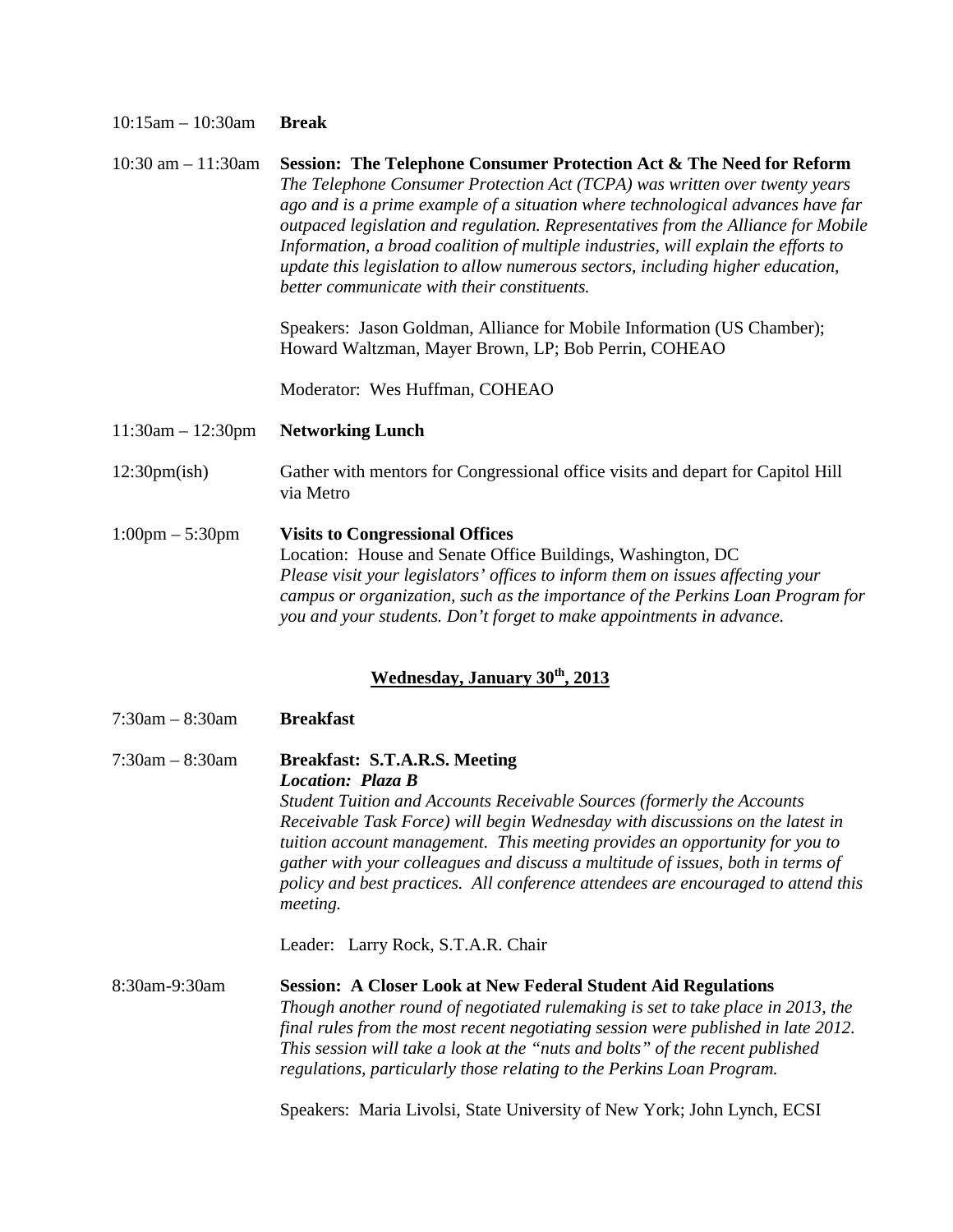10:15am – 10:30am **Break**

10:30 am – 11:30am **Session: The Telephone Consumer Protection Act & The Need for Reform**
*The Telephone Consumer Protection Act (TCPA) was written over twenty years ago and is a prime example of a situation where technological advances have far outpaced legislation and regulation. Representatives from the Alliance for Mobile Information, a broad coalition of multiple industries, will explain the efforts to update this legislation to allow numerous sectors, including higher education, better communicate with their constituents.*

Speakers: Jason Goldman, Alliance for Mobile Information (US Chamber); Howard Waltzman, Mayer Brown, LP; Bob Perrin, COHEAO

Moderator: Wes Huffman, COHEAO

11:30am – 12:30pm **Networking Lunch**

12:30pm(ish) Gather with mentors for Congressional office visits and depart for Capitol Hill via Metro

1:00pm – 5:30pm **Visits to Congressional Offices**
Location: House and Senate Office Buildings, Washington, DC
*Please visit your legislators' offices to inform them on issues affecting your campus or organization, such as the importance of the Perkins Loan Program for you and your students. Don't forget to make appointments in advance.*

## Wednesday, January 30th, 2013

7:30am – 8:30am **Breakfast**

7:30am – 8:30am **Breakfast: S.T.A.R.S. Meeting**
***Location: Plaza B***
*Student Tuition and Accounts Receivable Sources (formerly the Accounts Receivable Task Force) will begin Wednesday with discussions on the latest in tuition account management. This meeting provides an opportunity for you to gather with your colleagues and discuss a multitude of issues, both in terms of policy and best practices. All conference attendees are encouraged to attend this meeting.*

Leader: Larry Rock, S.T.A.R. Chair

8:30am-9:30am **Session: A Closer Look at New Federal Student Aid Regulations**
*Though another round of negotiated rulemaking is set to take place in 2013, the final rules from the most recent negotiating session were published in late 2012. This session will take a look at the "nuts and bolts" of the recent published regulations, particularly those relating to the Perkins Loan Program.*

Speakers: Maria Livolsi, State University of New York; John Lynch, ECSI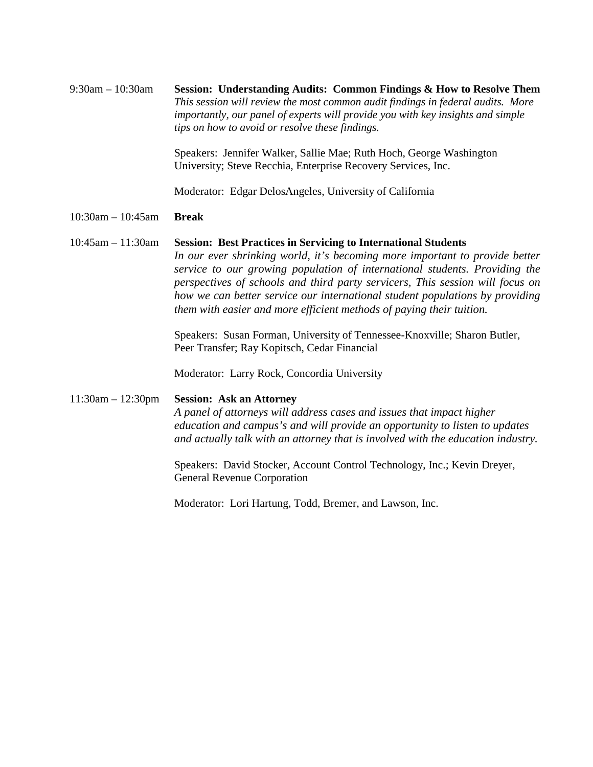9:30am – 10:30am **Session: Understanding Audits: Common Findings & How to Resolve Them**

*This session will review the most common audit findings in federal audits. More importantly, our panel of experts will provide you with key insights and simple tips on how to avoid or resolve these findings.*

Speakers: Jennifer Walker, Sallie Mae; Ruth Hoch, George Washington University; Steve Recchia, Enterprise Recovery Services, Inc.

Moderator: Edgar DelosAngeles, University of California

10:30am – 10:45am **Break**

10:45am – 11:30am **Session: Best Practices in Servicing to International Students**

*In our ever shrinking world, it's becoming more important to provide better service to our growing population of international students. Providing the perspectives of schools and third party servicers, This session will focus on how we can better service our international student populations by providing them with easier and more efficient methods of paying their tuition.*

Speakers: Susan Forman, University of Tennessee-Knoxville; Sharon Butler, Peer Transfer; Ray Kopitsch, Cedar Financial

Moderator: Larry Rock, Concordia University

11:30am – 12:30pm **Session: Ask an Attorney**

*A panel of attorneys will address cases and issues that impact higher education and campus's and will provide an opportunity to listen to updates and actually talk with an attorney that is involved with the education industry.*

Speakers: David Stocker, Account Control Technology, Inc.; Kevin Dreyer, General Revenue Corporation

Moderator: Lori Hartung, Todd, Bremer, and Lawson, Inc.